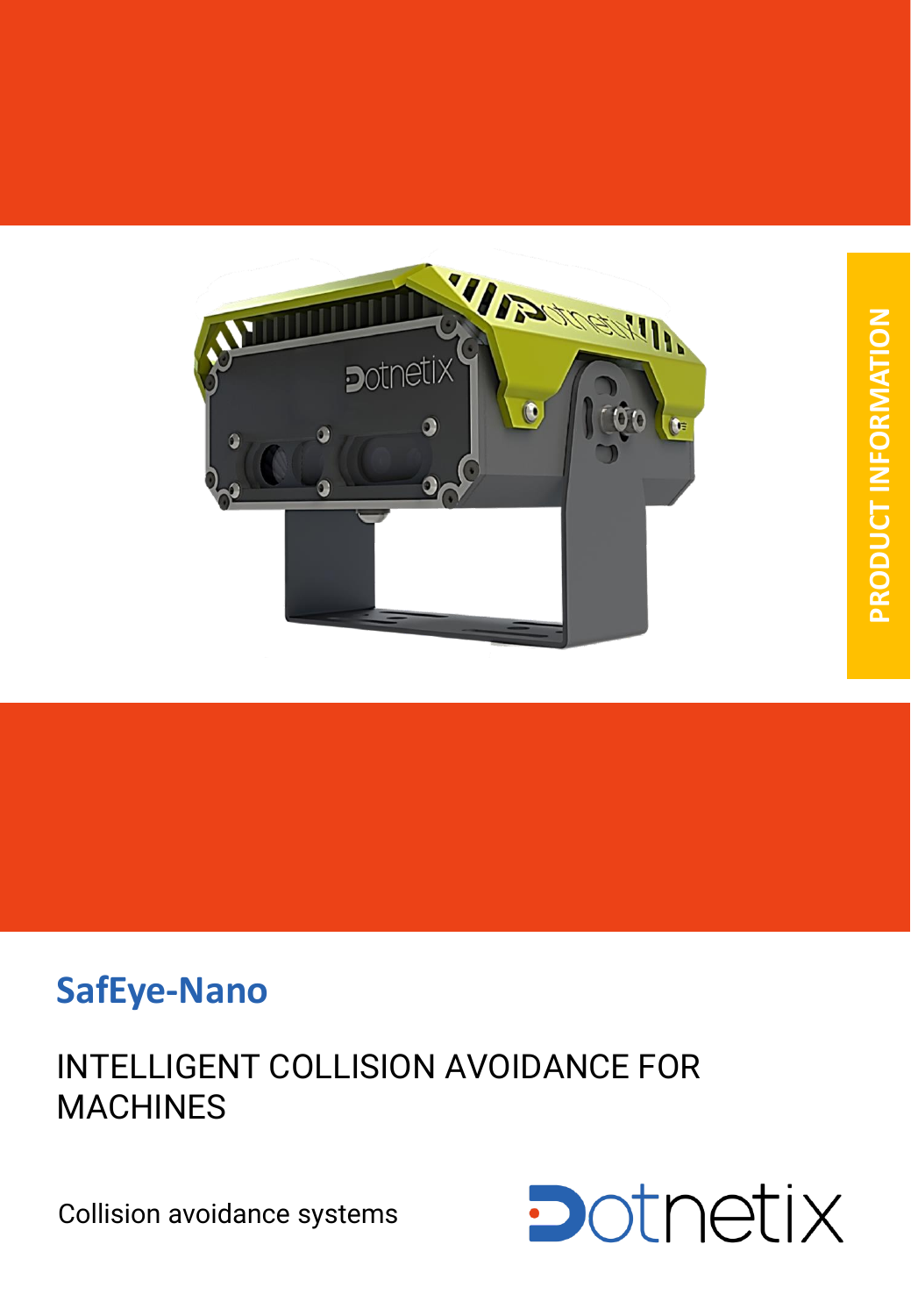PRODUCT INFORMATION

# SafEye-Nano

## INTELLIGENT COLLISION AVOIDANCE FOR MACHINES

Collision avoidance systems

Dotnetix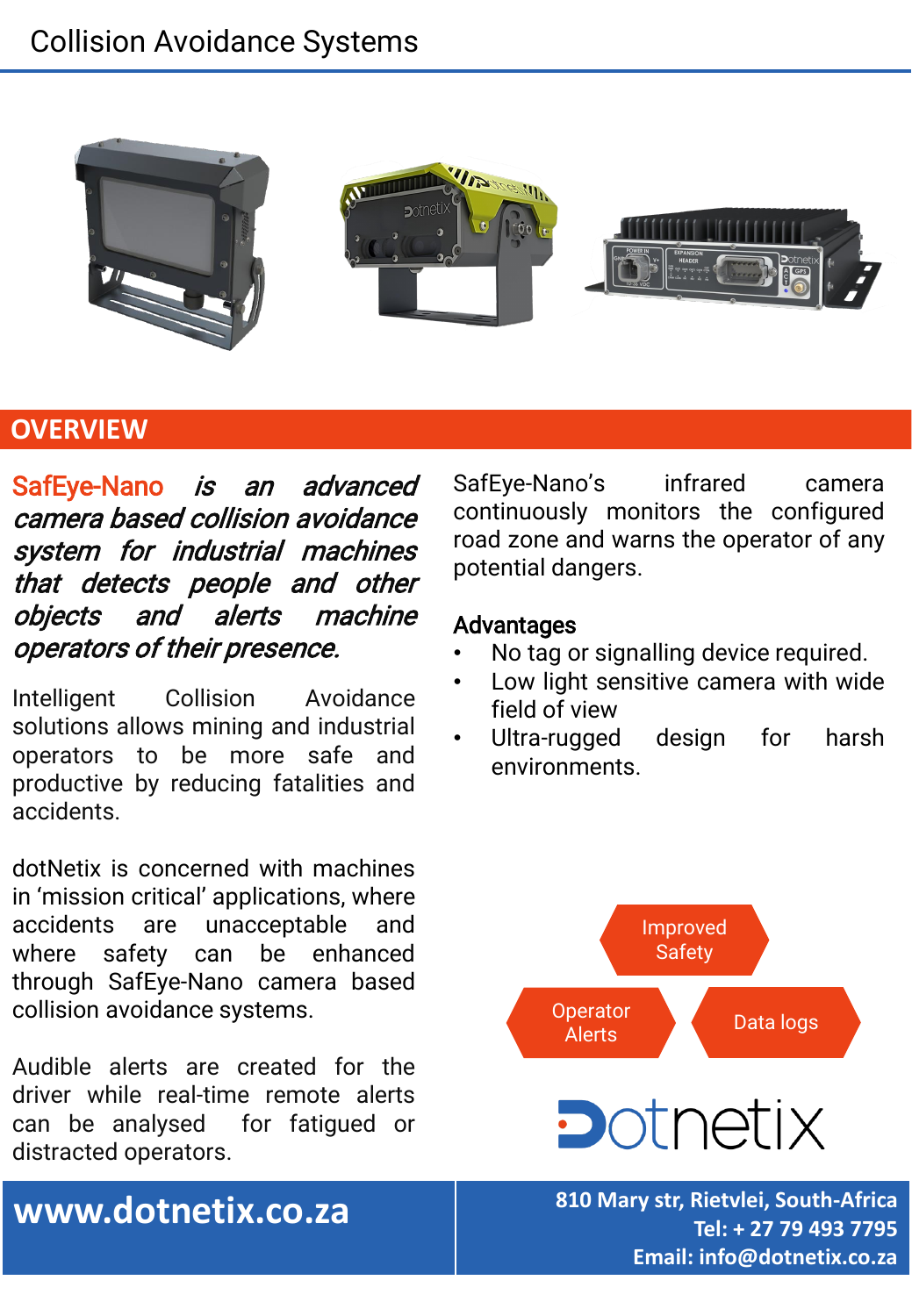# Collision Avoidance Systems

## OVERVIEW

***SafEye-Nano is an advanced camera based collision avoidance system for industrial machines that detects people and other objects and alerts machine operators of their presence.***

Intelligent Collision Avoidance solutions allows mining and industrial operators to be more safe and productive by reducing fatalities and accidents.

dotNetix is concerned with machines in 'mission critical' applications, where accidents are unacceptable and where safety can be enhanced through SafEye-Nano camera based collision avoidance systems.

Audible alerts are created for the driver while real-time remote alerts can be analysed for fatigued or distracted operators.

SafEye-Nano's infrared camera continuously monitors the configured road zone and warns the operator of any potential dangers.

### Advantages

- No tag or signalling device required.
- Low light sensitive camera with wide field of view
- Ultra-rugged design for harsh environments.

Improved Safety

Operator Alerts

Data logs

Dotnetix

**www.dotnetix.co.za**

**810 Mary str, Rietvlei, South-Africa**
**Tel: + 27 79 493 7795**
**Email: info@dotnetix.co.za**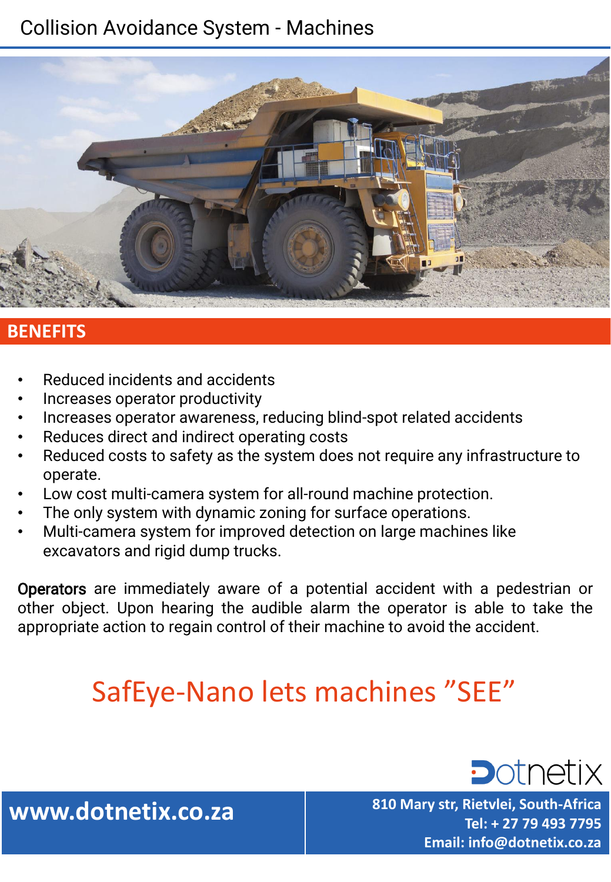# Collision Avoidance System - Machines

## BENEFITS

- Reduced incidents and accidents
- Increases operator productivity
- Increases operator awareness, reducing blind-spot related accidents
- Reduces direct and indirect operating costs
- Reduced costs to safety as the system does not require any infrastructure to operate.
- Low cost multi-camera system for all-round machine protection.
- The only system with dynamic zoning for surface operations.
- Multi-camera system for improved detection on large machines like excavators and rigid dump trucks.

Operators are immediately aware of a potential accident with a pedestrian or other object. Upon hearing the audible alarm the operator is able to take the appropriate action to regain control of their machine to avoid the accident.

## SafEye-Nano lets machines ”SEE”

Dotnetix

**www.dotnetix.co.za**

**810 Mary str, Rietvlei, South-Africa**
**Tel: + 27 79 493 7795**
**Email: info@dotnetix.co.za**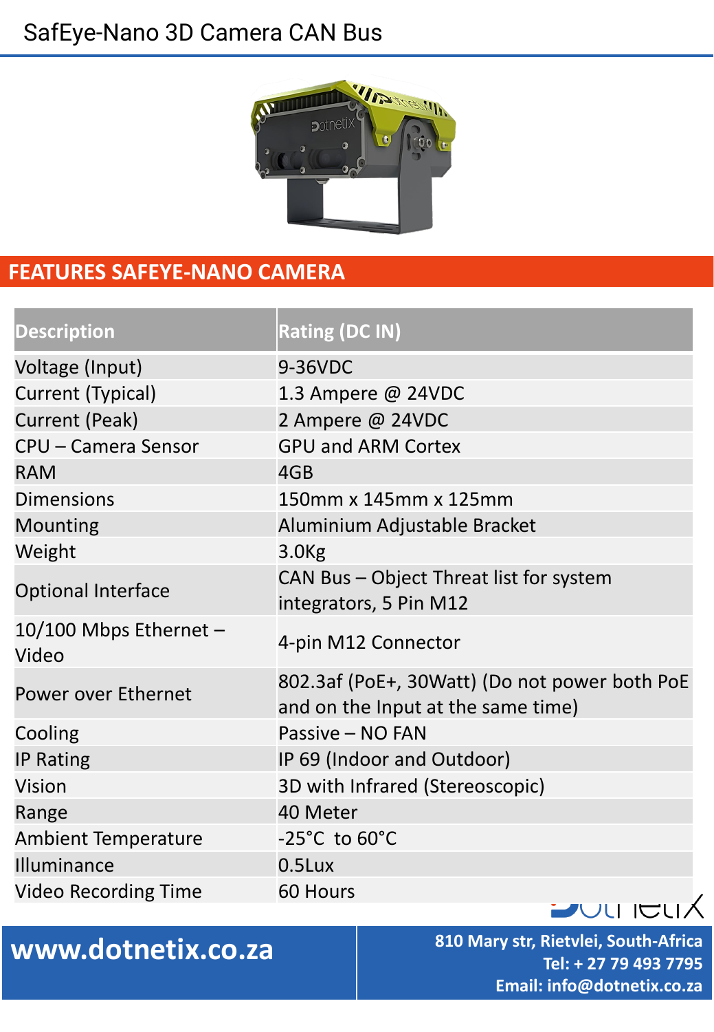# SafEye-Nano 3D Camera CAN Bus

## FEATURES SAFEYE-NANO CAMERA

| Description | Rating (DC IN) |
|---|---|
| Voltage (Input) | 9-36VDC |
| Current (Typical) | 1.3 Ampere @ 24VDC |
| Current (Peak) | 2 Ampere @ 24VDC |
| CPU – Camera Sensor | GPU and ARM Cortex |
| RAM | 4GB |
| Dimensions | 150mm x 145mm x 125mm |
| Mounting | Aluminium Adjustable Bracket |
| Weight | 3.0Kg |
| Optional Interface | CAN Bus – Object Threat list for system integrators, 5 Pin M12 |
| 10/100 Mbps Ethernet – Video | 4-pin M12 Connector |
| Power over Ethernet | 802.3af (PoE+, 30Watt) (Do not power both PoE and on the Input at the same time) |
| Cooling | Passive – NO FAN |
| IP Rating | IP 69 (Indoor and Outdoor) |
| Vision | 3D with Infrared (Stereoscopic) |
| Range | 40 Meter |
| Ambient Temperature | -25°C to 60°C |
| Illuminance | 0.5Lux |
| Video Recording Time | 60 Hours |

**www.dotnetix.co.za**

**810 Mary str, Rietvlei, South-Africa**
**Tel: + 27 79 493 7795**
**Email: info@dotnetix.co.za**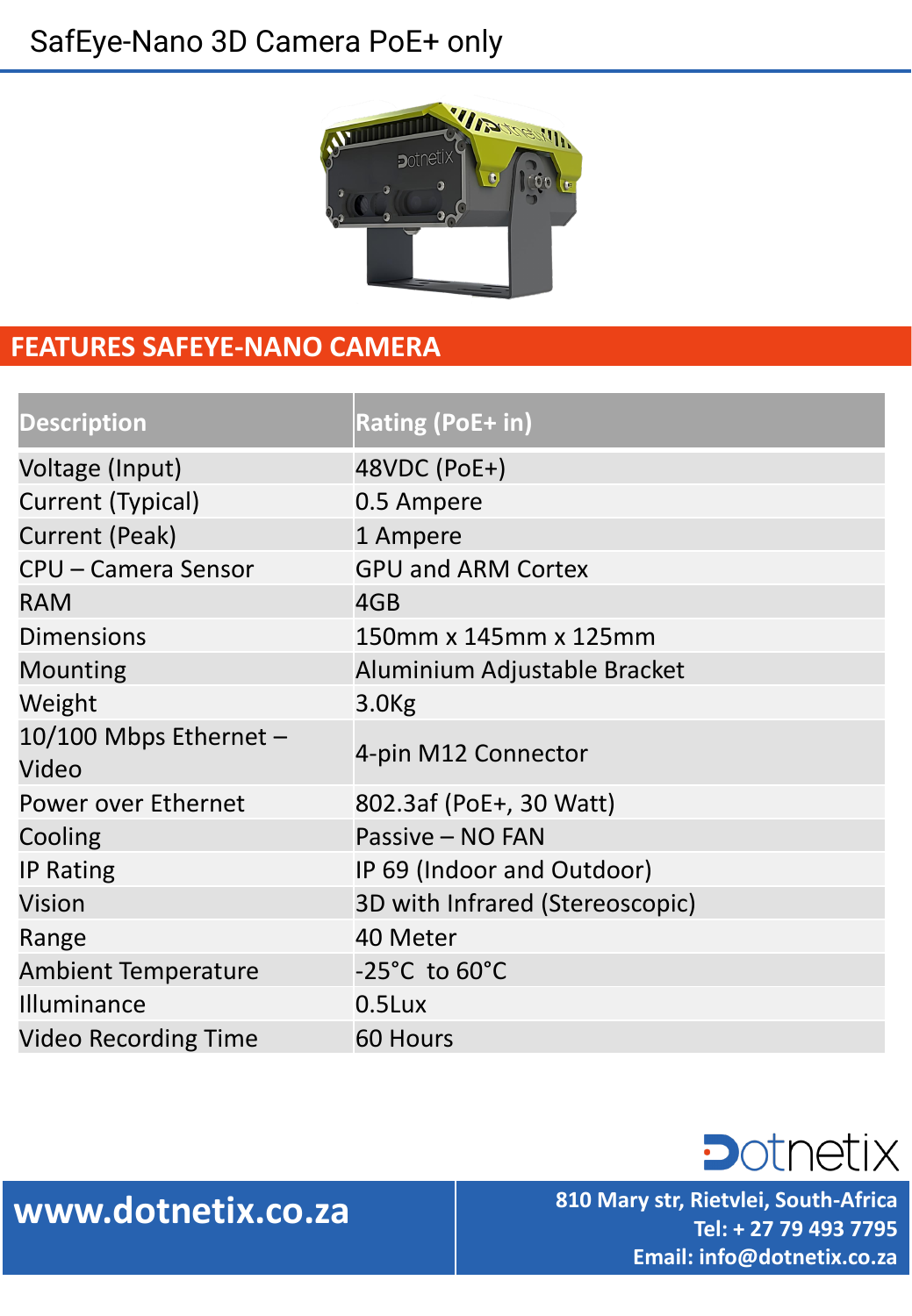# SafEye-Nano 3D Camera PoE+ only

## FEATURES SAFEYE-NANO CAMERA

| Description | Rating (PoE+ in) |
|---|---|
| Voltage (Input) | 48VDC (PoE+) |
| Current (Typical) | 0.5 Ampere |
| Current (Peak) | 1 Ampere |
| CPU – Camera Sensor | GPU and ARM Cortex |
| RAM | 4GB |
| Dimensions | 150mm x 145mm x 125mm |
| Mounting | Aluminium Adjustable Bracket |
| Weight | 3.0Kg |
| 10/100 Mbps Ethernet – Video | 4-pin M12 Connector |
| Power over Ethernet | 802.3af (PoE+, 30 Watt) |
| Cooling | Passive – NO FAN |
| IP Rating | IP 69 (Indoor and Outdoor) |
| Vision | 3D with Infrared (Stereoscopic) |
| Range | 40 Meter |
| Ambient Temperature | -25°C to 60°C |
| Illuminance | 0.5Lux |
| Video Recording Time | 60 Hours |

Dotnetix

**www.dotnetix.co.za**

**810 Mary str, Rietvlei, South-Africa**
**Tel: + 27 79 493 7795**
**Email: info@dotnetix.co.za**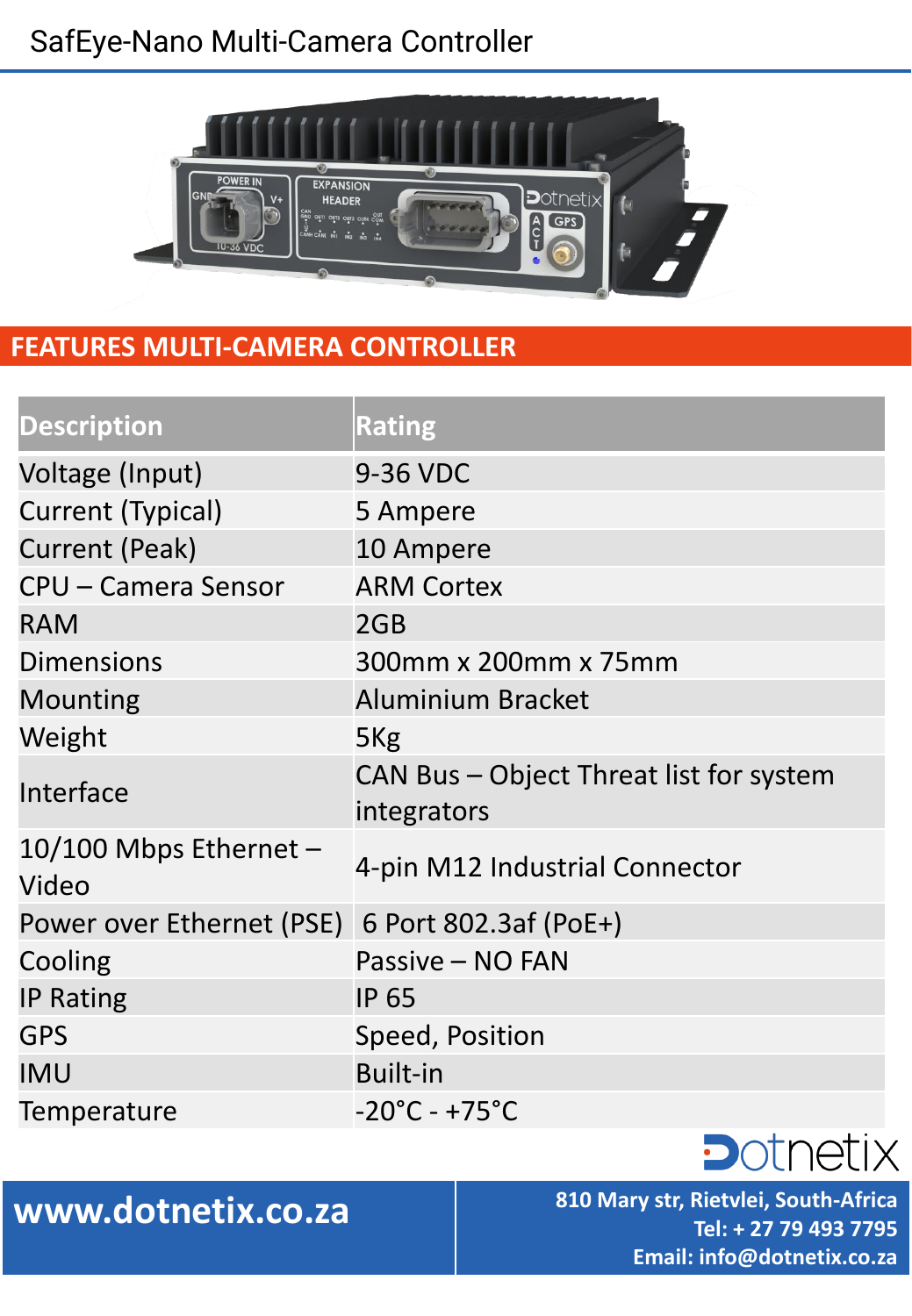# SafEye-Nano Multi-Camera Controller

## FEATURES MULTI-CAMERA CONTROLLER

| Description | Rating |
| --- | --- |
| Voltage (Input) | 9-36 VDC |
| Current (Typical) | 5 Ampere |
| Current (Peak) | 10 Ampere |
| CPU – Camera Sensor | ARM Cortex |
| RAM | 2GB |
| Dimensions | 300mm x 200mm x 75mm |
| Mounting | Aluminium Bracket |
| Weight | 5Kg |
| Interface | CAN Bus – Object Threat list for system integrators |
| 10/100 Mbps Ethernet – Video | 4-pin M12 Industrial Connector |
| Power over Ethernet (PSE) | 6 Port 802.3af (PoE+) |
| Cooling | Passive – NO FAN |
| IP Rating | IP 65 |
| GPS | Speed, Position |
| IMU | Built-in |
| Temperature | -20°C - +75°C |

Dotnetix

**www.dotnetix.co.za**

**810 Mary str, Rietvlei, South-Africa**
**Tel: + 27 79 493 7795**
**Email: info@dotnetix.co.za**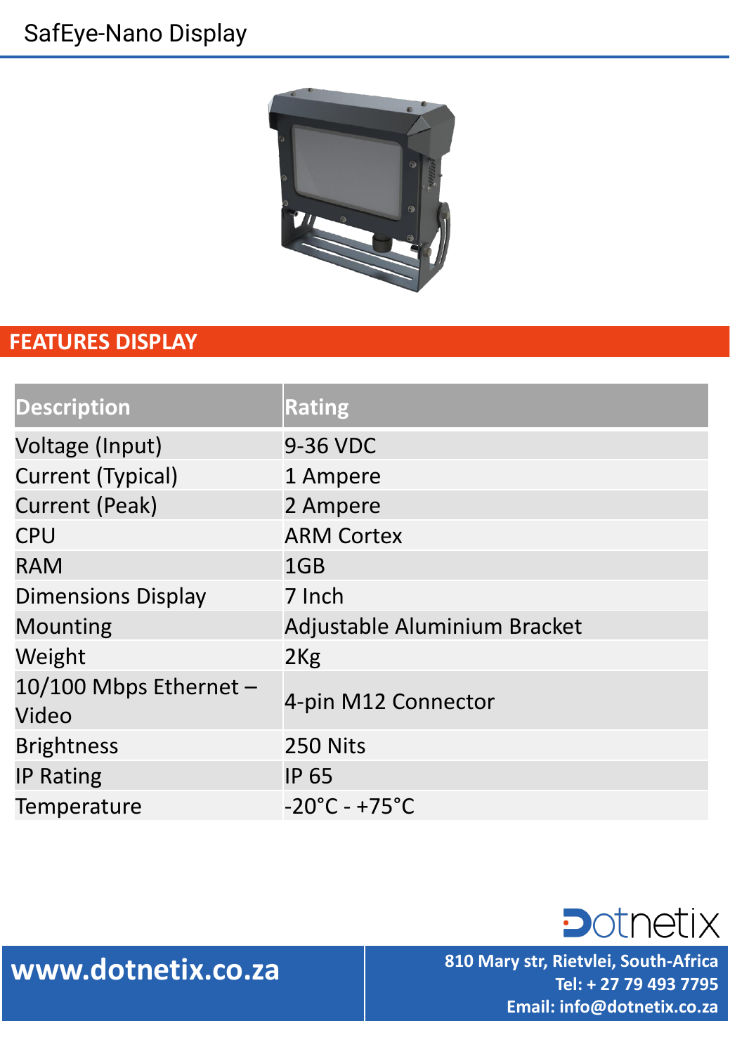# SafEye-Nano Display

## FEATURES DISPLAY

| Description | Rating |
|---|---|
| Voltage (Input) | 9-36 VDC |
| Current (Typical) | 1 Ampere |
| Current (Peak) | 2 Ampere |
| CPU | ARM Cortex |
| RAM | 1GB |
| Dimensions Display | 7 Inch |
| Mounting | Adjustable Aluminium Bracket |
| Weight | 2Kg |
| 10/100 Mbps Ethernet – Video | 4-pin M12 Connector |
| Brightness | 250 Nits |
| IP Rating | IP 65 |
| Temperature | -20°C - +75°C |

Dotnetix

**www.dotnetix.co.za**

**810 Mary str, Rietvlei, South-Africa**
**Tel: + 27 79 493 7795**
**Email: info@dotnetix.co.za**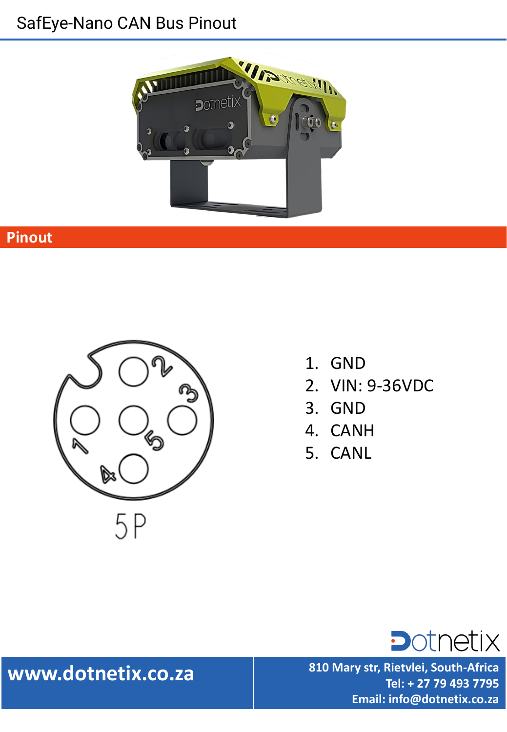# SafEye-Nano CAN Bus Pinout

## Pinout

5P

1. GND
2. VIN: 9-36VDC
3. GND
4. CANH
5. CANL

**www.dotnetix.co.za**

**810 Mary str, Rietvlei, South-Africa**
**Tel: + 27 79 493 7795**
**Email: info@dotnetix.co.za**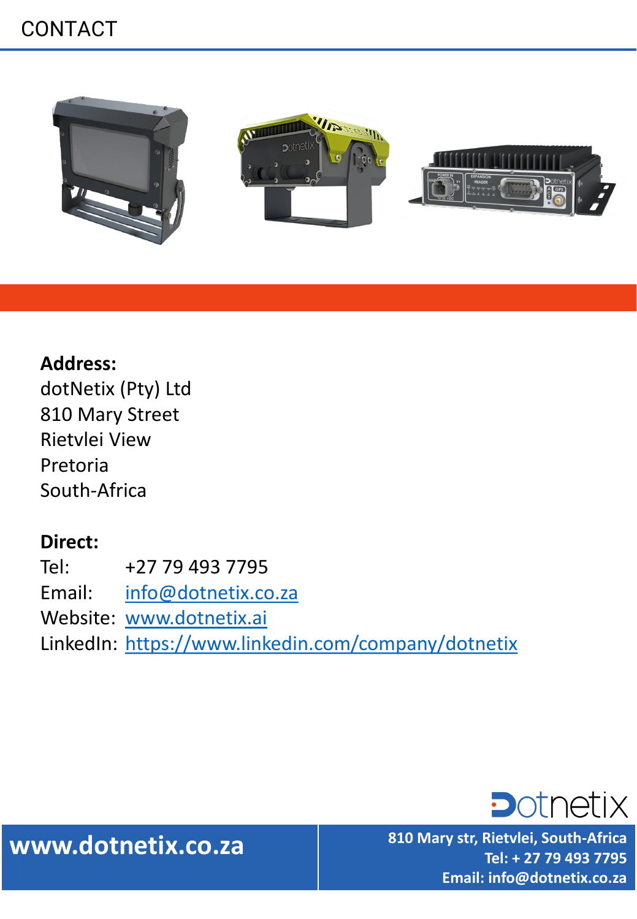# CONTACT

**Address:**
dotNetix (Pty) Ltd
810 Mary Street
Rietvlei View
Pretoria
South-Africa

**Direct:**
Tel: +27 79 493 7795
Email: info@dotnetix.co.za
Website: www.dotnetix.ai
LinkedIn: https://www.linkedin.com/company/dotnetix

**www.dotnetix.co.za**

**810 Mary str, Rietvlei, South-Africa**
**Tel: + 27 79 493 7795**
**Email: info@dotnetix.co.za**